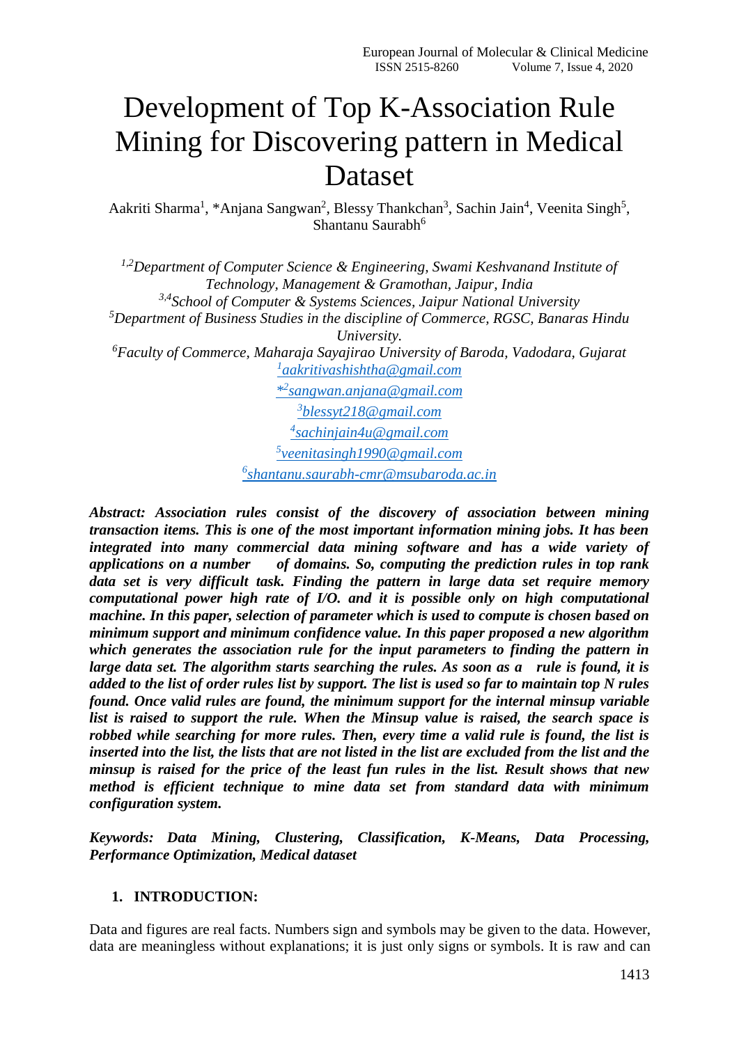# Development of Top K-Association Rule Mining for Discovering pattern in Medical Dataset

Aakriti Sharma[1], *Anjana Sangwan[2], Blessy Thankchan[3], Sachin Jain[4], Veenita Singh[5], Shantanu Saurabh[6]

*[1,2]Department of Computer Science & Engineering, Swami Keshvanand Institute of Technology, Management & Gramothan, Jaipur, India*
*[3,4]School of Computer & Systems Sciences, Jaipur National University*
*[5]Department of Business Studies in the discipline of Commerce, RGSC, Banaras Hindu University.*
*[6]Faculty of Commerce, Maharaja Sayajirao University of Baroda, Vadodara, Gujarat*
[1]aakritivashishtha@gmail.com
*[2]sangwan.anjana@gmail.com
[3]blessyt218@gmail.com
[4]sachinjain4u@gmail.com
[5]veenitasingh1990@gmail.com
[6]shantanu.saurabh-cmr@msubaroda.ac.in

***Abstract:** Association rules consist of the discovery of association between mining transaction items. This is one of the most important information mining jobs. It has been integrated into many commercial data mining software and has a wide variety of applications on a number of domains. So, computing the prediction rules in top rank data set is very difficult task. Finding the pattern in large data set require memory computational power high rate of I/O. and it is possible only on high computational machine. In this paper, selection of parameter which is used to compute is chosen based on minimum support and minimum confidence value. In this paper proposed a new algorithm which generates the association rule for the input parameters to finding the pattern in large data set. The algorithm starts searching the rules. As soon as a rule is found, it is added to the list of order rules list by support. The list is used so far to maintain top N rules found. Once valid rules are found, the minimum support for the internal minsup variable list is raised to support the rule. When the Minsup value is raised, the search space is robbed while searching for more rules. Then, every time a valid rule is found, the list is inserted into the list, the lists that are not listed in the list are excluded from the list and the minsup is raised for the price of the least fun rules in the list. Result shows that new method is efficient technique to mine data set from standard data with minimum configuration system.*

***Keywords:** Data Mining, Clustering, Classification, K-Means, Data Processing, Performance Optimization, Medical dataset*

## 1. INTRODUCTION:

Data and figures are real facts. Numbers sign and symbols may be given to the data. However, data are meaningless without explanations; it is just only signs or symbols. It is raw and can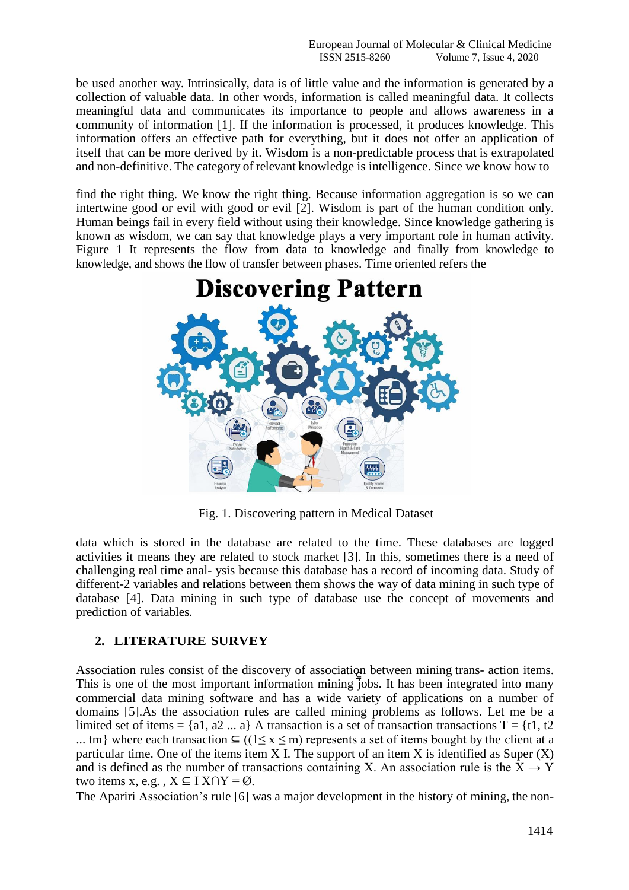be used another way. Intrinsically, data is of little value and the information is generated by a collection of valuable data. In other words, information is called meaningful data. It collects meaningful data and communicates its importance to people and allows awareness in a community of information [1]. If the information is processed, it produces knowledge. This information offers an effective path for everything, but it does not offer an application of itself that can be more derived by it. Wisdom is a non-predictable process that is extrapolated and non-definitive. The category of relevant knowledge is intelligence. Since we know how to

find the right thing. We know the right thing. Because information aggregation is so we can intertwine good or evil with good or evil [2]. Wisdom is part of the human condition only. Human beings fail in every field without using their knowledge. Since knowledge gathering is known as wisdom, we can say that knowledge plays a very important role in human activity. Figure 1 It represents the flow from data to knowledge and finally from knowledge to knowledge, and shows the flow of transfer between phases. Time oriented refers the

Fig. 1. Discovering pattern in Medical Dataset

data which is stored in the database are related to the time. These databases are logged activities it means they are related to stock market [3]. In this, sometimes there is a need of challenging real time anal- ysis because this database has a record of incoming data. Study of different-2 variables and relations between them shows the way of data mining in such type of database [4]. Data mining in such type of database use the concept of movements and prediction of variables.

## 2. LITERATURE SURVEY

Association rules consist of the discovery of association between mining trans- action items. This is one of the most important information mining jobs. It has been integrated into many commercial data mining software and has a wide variety of applications on a number of domains [5].As the association rules are called mining problems as follows. Let me be a limited set of items = {a1, a2 ... a} A transaction is a set of transaction transactions T = {t1, t2 ... tm} where each transaction ⊆ ((1≤ x ≤ m) represents a set of items bought by the client at a particular time. One of the items item X I. The support of an item X is identified as Super (X) and is defined as the number of transactions containing X. An association rule is the X → Y two items x, e.g. , X ⊆ I X∩Y = Ø.

The Apariri Association's rule [6] was a major development in the history of mining, the non-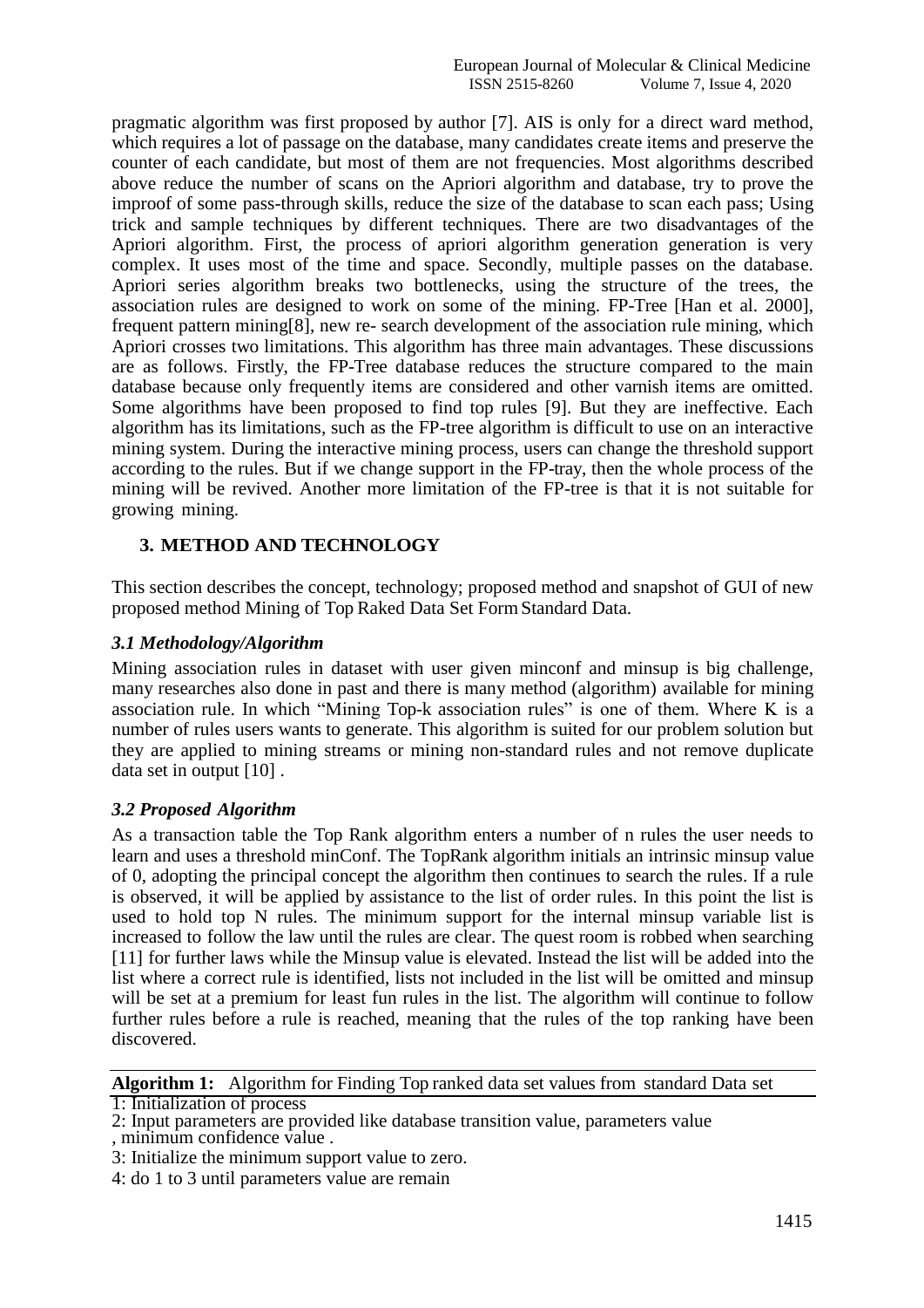pragmatic algorithm was first proposed by author [7]. AIS is only for a direct ward method, which requires a lot of passage on the database, many candidates create items and preserve the counter of each candidate, but most of them are not frequencies. Most algorithms described above reduce the number of scans on the Apriori algorithm and database, try to prove the improof of some pass-through skills, reduce the size of the database to scan each pass; Using trick and sample techniques by different techniques. There are two disadvantages of the Apriori algorithm. First, the process of apriori algorithm generation generation is very complex. It uses most of the time and space. Secondly, multiple passes on the database. Apriori series algorithm breaks two bottlenecks, using the structure of the trees, the association rules are designed to work on some of the mining. FP-Tree [Han et al. 2000], frequent pattern mining[8], new re- search development of the association rule mining, which Apriori crosses two limitations. This algorithm has three main advantages. These discussions are as follows. Firstly, the FP-Tree database reduces the structure compared to the main database because only frequently items are considered and other varnish items are omitted. Some algorithms have been proposed to find top rules [9]. But they are ineffective. Each algorithm has its limitations, such as the FP-tree algorithm is difficult to use on an interactive mining system. During the interactive mining process, users can change the threshold support according to the rules. But if we change support in the FP-tray, then the whole process of the mining will be revived. Another more limitation of the FP-tree is that it is not suitable for growing mining.

## 3. METHOD AND TECHNOLOGY

This section describes the concept, technology; proposed method and snapshot of GUI of new proposed method Mining of Top Raked Data Set Form Standard Data.

### *3.1 Methodology/Algorithm*

Mining association rules in dataset with user given minconf and minsup is big challenge, many researches also done in past and there is many method (algorithm) available for mining association rule. In which "Mining Top-k association rules" is one of them. Where K is a number of rules users wants to generate. This algorithm is suited for our problem solution but they are applied to mining streams or mining non-standard rules and not remove duplicate data set in output [10] .

### *3.2 Proposed Algorithm*

As a transaction table the Top Rank algorithm enters a number of n rules the user needs to learn and uses a threshold minConf. The TopRank algorithm initials an intrinsic minsup value of 0, adopting the principal concept the algorithm then continues to search the rules. If a rule is observed, it will be applied by assistance to the list of order rules. In this point the list is used to hold top N rules. The minimum support for the internal minsup variable list is increased to follow the law until the rules are clear. The quest room is robbed when searching [11] for further laws while the Minsup value is elevated. Instead the list will be added into the list where a correct rule is identified, lists not included in the list will be omitted and minsup will be set at a premium for least fun rules in the list. The algorithm will continue to follow further rules before a rule is reached, meaning that the rules of the top ranking have been discovered.

**Algorithm 1:** Algorithm for Finding Top ranked data set values from standard Data set

1: Initialization of process

2: Input parameters are provided like database transition value, parameters value , minimum confidence value .

3: Initialize the minimum support value to zero.

4: do 1 to 3 until parameters value are remain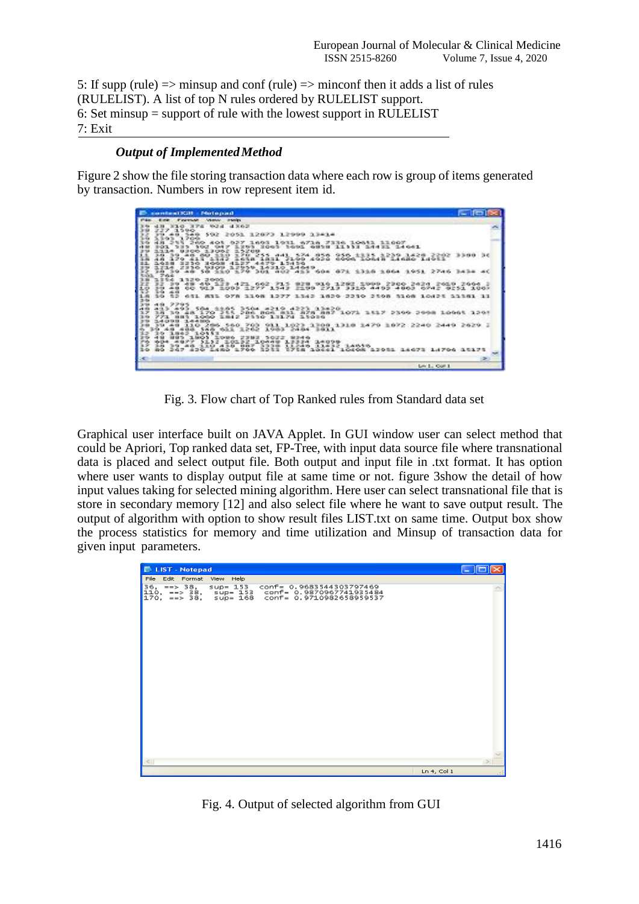5: If supp (rule) => minsup and conf (rule) => minconf then it adds a list of rules (RULELIST). A list of top N rules ordered by RULELIST support.
6: Set minsup = support of rule with the lowest support in RULELIST
7: Exit

***Output of Implemented Method***

Figure 2 show the file storing transaction data where each row is group of items generated by transaction. Numbers in row represent item id.

Fig. 3. Flow chart of Top Ranked rules from Standard data set

Graphical user interface built on JAVA Applet. In GUI window user can select method that could be Apriori, Top ranked data set, FP-Tree, with input data source file where transnational data is placed and select output file. Both output and input file in .txt format. It has option where user wants to display output file at same time or not. figure 3show the detail of how input values taking for selected mining algorithm. Here user can select transnational file that is store in secondary memory [12] and also select file where he want to save output result. The output of algorithm with option to show result files LIST.txt on same time. Output box show the process statistics for memory and time utilization and Minsup of transaction data for given input parameters.

Fig. 4. Output of selected algorithm from GUI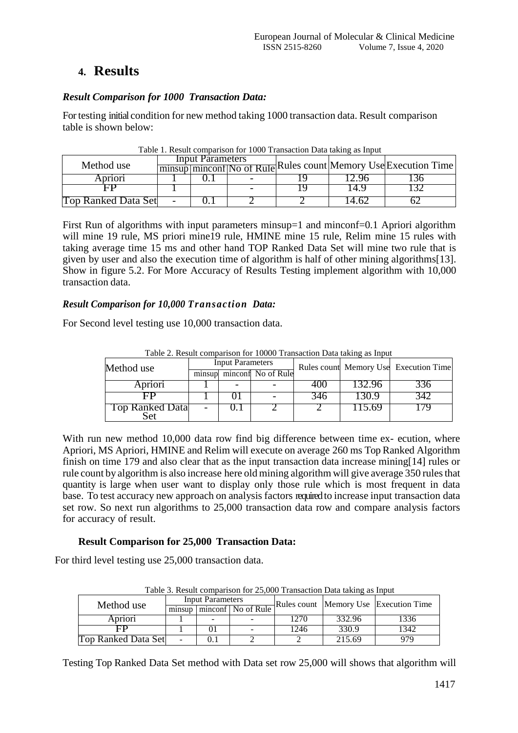# 4. Results

***Result Comparison for 1000 Transaction Data:***

For testing initial condition for new method taking 1000 transaction data. Result comparison table is shown below:

Table 1. Result comparison for 1000 Transaction Data taking as Input

| Method use | Input Parameters | | | Rules count | Memory Use | Execution Time |
|---|---|---|---|---|---|---|
| | minsup | minconf | No of Rule | | | |
| Apriori | 1 | 0.1 | - | 19 | 12.96 | 136 |
| FP | 1 | | - | 19 | 14.9 | 132 |
| Top Ranked Data Set | - | 0.1 | 2 | 2 | 14.62 | 62 |

First Run of algorithms with input parameters minsup=1 and minconf=0.1 Apriori algorithm will mine 19 rule, MS priori mine19 rule, HMINE mine 15 rule, Relim mine 15 rules with taking average time 15 ms and other hand TOP Ranked Data Set will mine two rule that is given by user and also the execution time of algorithm is half of other mining algorithms[13]. Show in figure 5.2. For More Accuracy of Results Testing implement algorithm with 10,000 transaction data.

***Result Comparison for 10,000 Transaction Data:***

For Second level testing use 10,000 transaction data.

Table 2. Result comparison for 10000 Transaction Data taking as Input

| Method use | Input Parameters | | | Rules count | Memory Use | Execution Time |
|---|---|---|---|---|---|---|
| | minsup | minconf | No of Rule | | | |
| Apriori | 1 | - | - | 400 | 132.96 | 336 |
| FP | 1 | 01 | - | 346 | 130.9 | 342 |
| Top Ranked Data Set | - | 0.1 | 2 | 2 | 115.69 | 179 |

With run new method 10,000 data row find big difference between time ex- ecution, where Apriori, MS Apriori, HMINE and Relim will execute on average 260 ms Top Ranked Algorithm finish on time 179 and also clear that as the input transaction data increase mining[14] rules or rule count by algorithm is also increase here old mining algorithm will give average 350 rules that quantity is large when user want to display only those rule which is most frequent in data base. To test accuracy new approach on analysis factors required to increase input transaction data set row. So next run algorithms to 25,000 transaction data row and compare analysis factors for accuracy of result.

**Result Comparison for 25,000 Transaction Data:**

For third level testing use 25,000 transaction data.

Table 3. Result comparison for 25,000 Transaction Data taking as Input

| Method use | Input Parameters | | | Rules count | Memory Use | Execution Time |
|---|---|---|---|---|---|---|
| | minsup | minconf | No of Rule | | | |
| Apriori | 1 | - | - | 1270 | 332.96 | 1336 |
| FP | 1 | 01 | - | 1246 | 330.9 | 1342 |
| Top Ranked Data Set | - | 0.1 | 2 | 2 | 215.69 | 979 |

Testing Top Ranked Data Set method with Data set row 25,000 will shows that algorithm will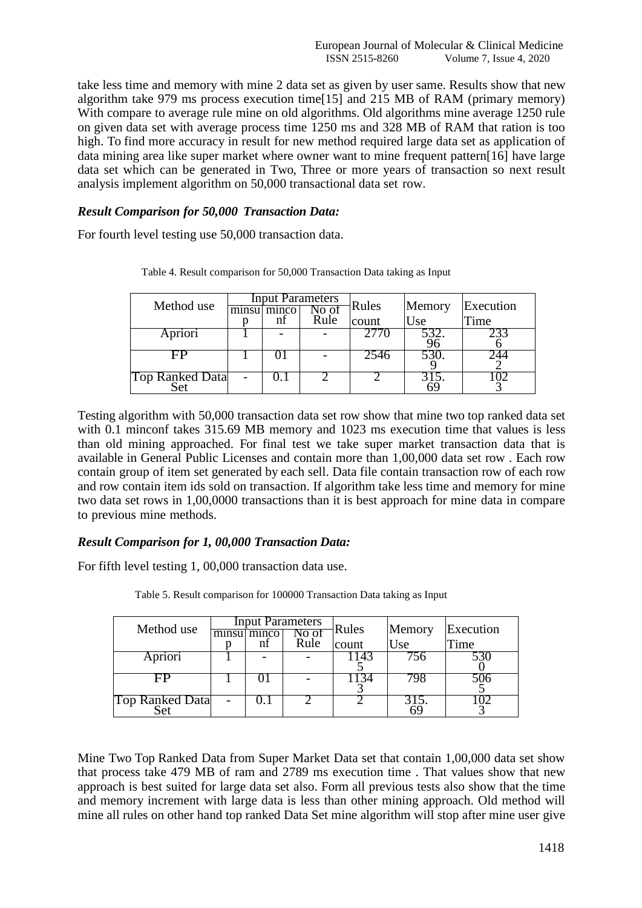take less time and memory with mine 2 data set as given by user same. Results show that new algorithm take 979 ms process execution time[15] and 215 MB of RAM (primary memory) With compare to average rule mine on old algorithms. Old algorithms mine average 1250 rule on given data set with average process time 1250 ms and 328 MB of RAM that ration is too high. To find more accuracy in result for new method required large data set as application of data mining area like super market where owner want to mine frequent pattern[16] have large data set which can be generated in Two, Three or more years of transaction so next result analysis implement algorithm on 50,000 transactional data set row.

### *Result Comparison for 50,000 Transaction Data:*

For fourth level testing use 50,000 transaction data.

Table 4. Result comparison for 50,000 Transaction Data taking as Input

| Method use | Input Parameters | | | Rules count | Memory Use | Execution Time |
|---|---|---|---|---|---|---|
| | minsup | minconf | No of Rule | | | |
| Apriori | 1 | - | - | 2770 | 532.96 | 2336 |
| FP | 1 | 01 | - | 2546 | 530.9 | 2442 |
| Top Ranked Data Set | - | 0.1 | 2 | 2 | 315.69 | 1023 |

Testing algorithm with 50,000 transaction data set row show that mine two top ranked data set with 0.1 minconf takes 315.69 MB memory and 1023 ms execution time that values is less than old mining approached. For final test we take super market transaction data that is available in General Public Licenses and contain more than 1,00,000 data set row . Each row contain group of item set generated by each sell. Data file contain transaction row of each row and row contain item ids sold on transaction. If algorithm take less time and memory for mine two data set rows in 1,00,0000 transactions than it is best approach for mine data in compare to previous mine methods.

### *Result Comparison for 1, 00,000 Transaction Data:*

For fifth level testing 1, 00,000 transaction data use.

Table 5. Result comparison for 100000 Transaction Data taking as Input

| Method use | Input Parameters | | | Rules count | Memory Use | Execution Time |
|---|---|---|---|---|---|---|
| | minsup | minconf | No of Rule | | | |
| Apriori | 1 | - | - | 11435 | 756 | 5300 |
| FP | 1 | 01 | - | 11343 | 798 | 5065 |
| Top Ranked Data Set | - | 0.1 | 2 | 2 | 315.69 | 1023 |

Mine Two Top Ranked Data from Super Market Data set that contain 1,00,000 data set show that process take 479 MB of ram and 2789 ms execution time . That values show that new approach is best suited for large data set also. Form all previous tests also show that the time and memory increment with large data is less than other mining approach. Old method will mine all rules on other hand top ranked Data Set mine algorithm will stop after mine user give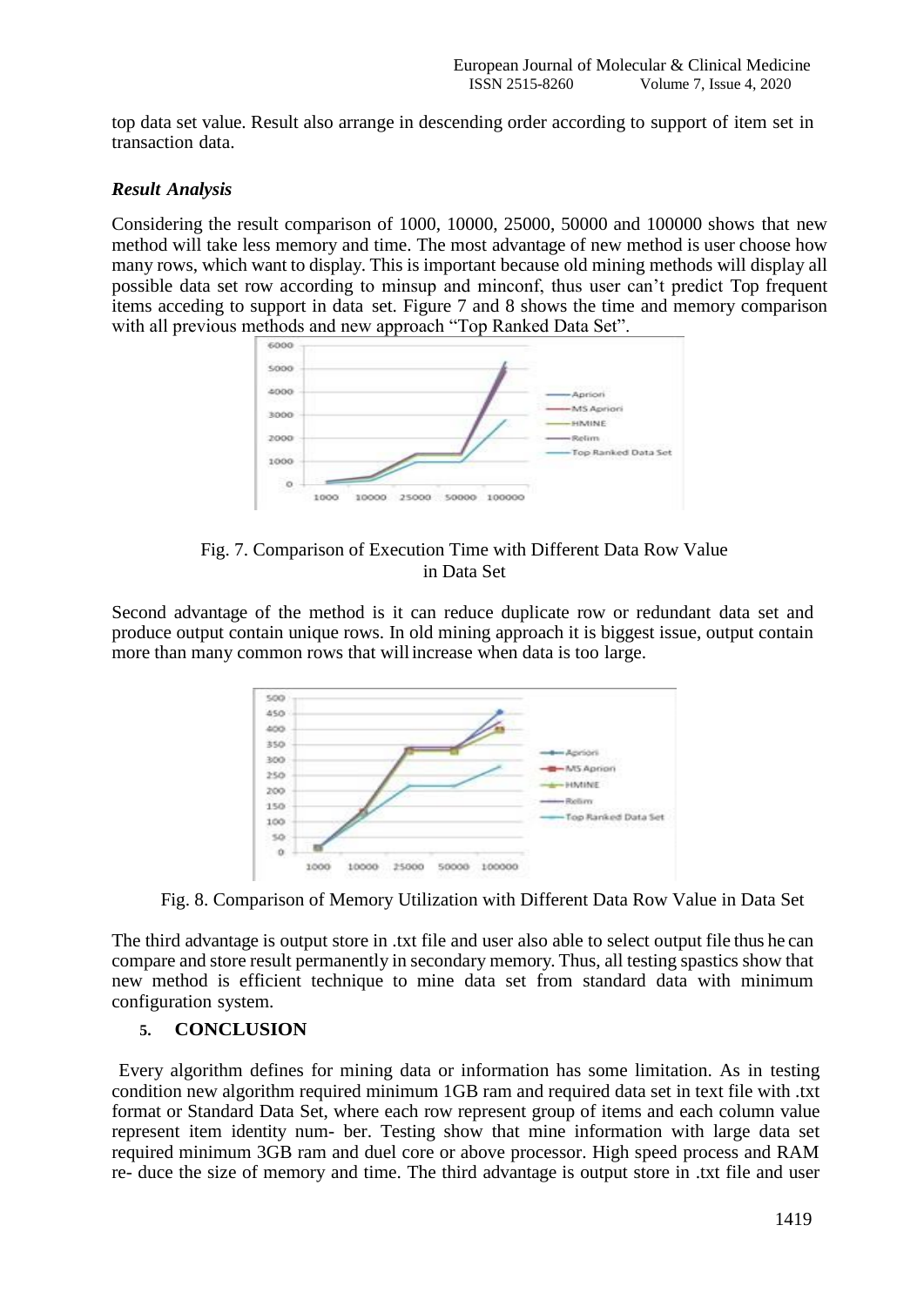top data set value. Result also arrange in descending order according to support of item set in transaction data.

### *Result Analysis*

Considering the result comparison of 1000, 10000, 25000, 50000 and 100000 shows that new method will take less memory and time. The most advantage of new method is user choose how many rows, which want to display. This is important because old mining methods will display all possible data set row according to minsup and minconf, thus user can't predict Top frequent items acceding to support in data set. Figure 7 and 8 shows the time and memory comparison with all previous methods and new approach "Top Ranked Data Set".

Fig. 7. Comparison of Execution Time with Different Data Row Value in Data Set

Second advantage of the method is it can reduce duplicate row or redundant data set and produce output contain unique rows. In old mining approach it is biggest issue, output contain more than many common rows that will increase when data is too large.

Fig. 8. Comparison of Memory Utilization with Different Data Row Value in Data Set

The third advantage is output store in .txt file and user also able to select output file thus he can compare and store result permanently in secondary memory. Thus, all testing spastics show that new method is efficient technique to mine data set from standard data with minimum configuration system.

## 5. CONCLUSION

Every algorithm defines for mining data or information has some limitation. As in testing condition new algorithm required minimum 1GB ram and required data set in text file with .txt format or Standard Data Set, where each row represent group of items and each column value represent item identity num- ber. Testing show that mine information with large data set required minimum 3GB ram and duel core or above processor. High speed process and RAM re- duce the size of memory and time. The third advantage is output store in .txt file and user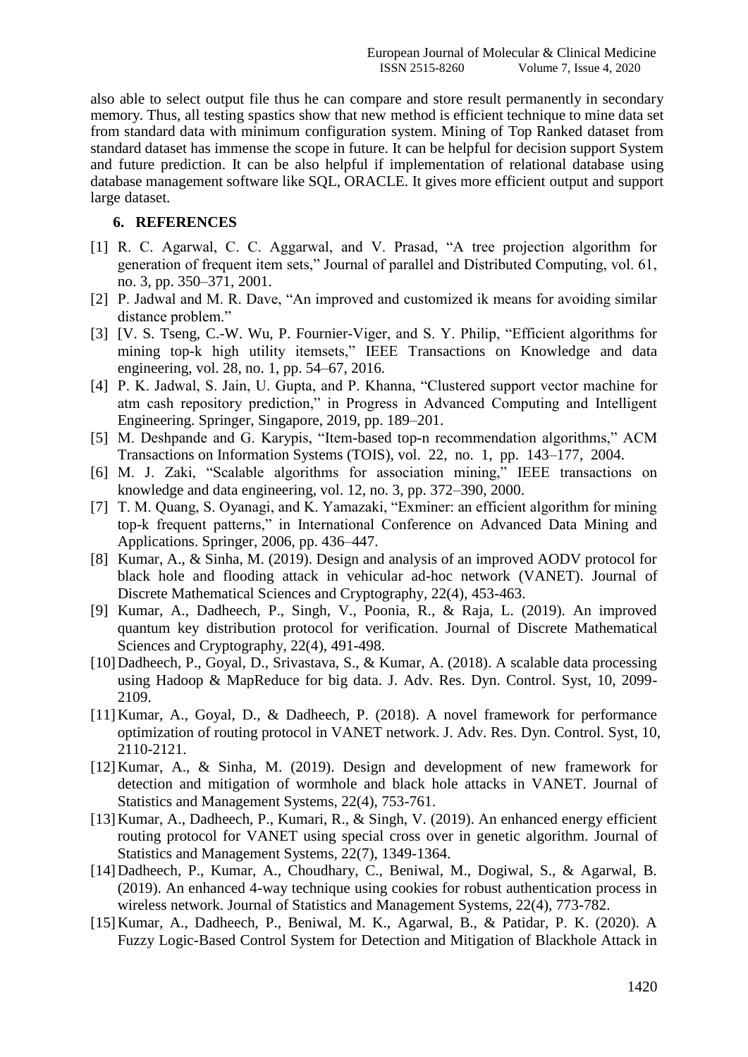also able to select output file thus he can compare and store result permanently in secondary memory. Thus, all testing spastics show that new method is efficient technique to mine data set from standard data with minimum configuration system. Mining of Top Ranked dataset from standard dataset has immense the scope in future. It can be helpful for decision support System and future prediction. It can be also helpful if implementation of relational database using database management software like SQL, ORACLE. It gives more efficient output and support large dataset.

## 6. REFERENCES

[1] R. C. Agarwal, C. C. Aggarwal, and V. Prasad, "A tree projection algorithm for generation of frequent item sets," Journal of parallel and Distributed Computing, vol. 61, no. 3, pp. 350–371, 2001.

[2] P. Jadwal and M. R. Dave, "An improved and customized ik means for avoiding similar distance problem."

[3] [V. S. Tseng, C.-W. Wu, P. Fournier-Viger, and S. Y. Philip, "Efficient algorithms for mining top-k high utility itemsets," IEEE Transactions on Knowledge and data engineering, vol. 28, no. 1, pp. 54–67, 2016.

[4] P. K. Jadwal, S. Jain, U. Gupta, and P. Khanna, "Clustered support vector machine for atm cash repository prediction," in Progress in Advanced Computing and Intelligent Engineering. Springer, Singapore, 2019, pp. 189–201.

[5] M. Deshpande and G. Karypis, "Item-based top-n recommendation algorithms," ACM Transactions on Information Systems (TOIS), vol. 22, no. 1, pp. 143–177, 2004.

[6] M. J. Zaki, "Scalable algorithms for association mining," IEEE transactions on knowledge and data engineering, vol. 12, no. 3, pp. 372–390, 2000.

[7] T. M. Quang, S. Oyanagi, and K. Yamazaki, "Exminer: an efficient algorithm for mining top-k frequent patterns," in International Conference on Advanced Data Mining and Applications. Springer, 2006, pp. 436–447.

[8] Kumar, A., & Sinha, M. (2019). Design and analysis of an improved AODV protocol for black hole and flooding attack in vehicular ad-hoc network (VANET). Journal of Discrete Mathematical Sciences and Cryptography, 22(4), 453-463.

[9] Kumar, A., Dadheech, P., Singh, V., Poonia, R., & Raja, L. (2019). An improved quantum key distribution protocol for verification. Journal of Discrete Mathematical Sciences and Cryptography, 22(4), 491-498.

[10] Dadheech, P., Goyal, D., Srivastava, S., & Kumar, A. (2018). A scalable data processing using Hadoop & MapReduce for big data. J. Adv. Res. Dyn. Control. Syst, 10, 2099-2109.

[11] Kumar, A., Goyal, D., & Dadheech, P. (2018). A novel framework for performance optimization of routing protocol in VANET network. J. Adv. Res. Dyn. Control. Syst, 10, 2110-2121.

[12] Kumar, A., & Sinha, M. (2019). Design and development of new framework for detection and mitigation of wormhole and black hole attacks in VANET. Journal of Statistics and Management Systems, 22(4), 753-761.

[13] Kumar, A., Dadheech, P., Kumari, R., & Singh, V. (2019). An enhanced energy efficient routing protocol for VANET using special cross over in genetic algorithm. Journal of Statistics and Management Systems, 22(7), 1349-1364.

[14] Dadheech, P., Kumar, A., Choudhary, C., Beniwal, M., Dogiwal, S., & Agarwal, B. (2019). An enhanced 4-way technique using cookies for robust authentication process in wireless network. Journal of Statistics and Management Systems, 22(4), 773-782.

[15] Kumar, A., Dadheech, P., Beniwal, M. K., Agarwal, B., & Patidar, P. K. (2020). A Fuzzy Logic-Based Control System for Detection and Mitigation of Blackhole Attack in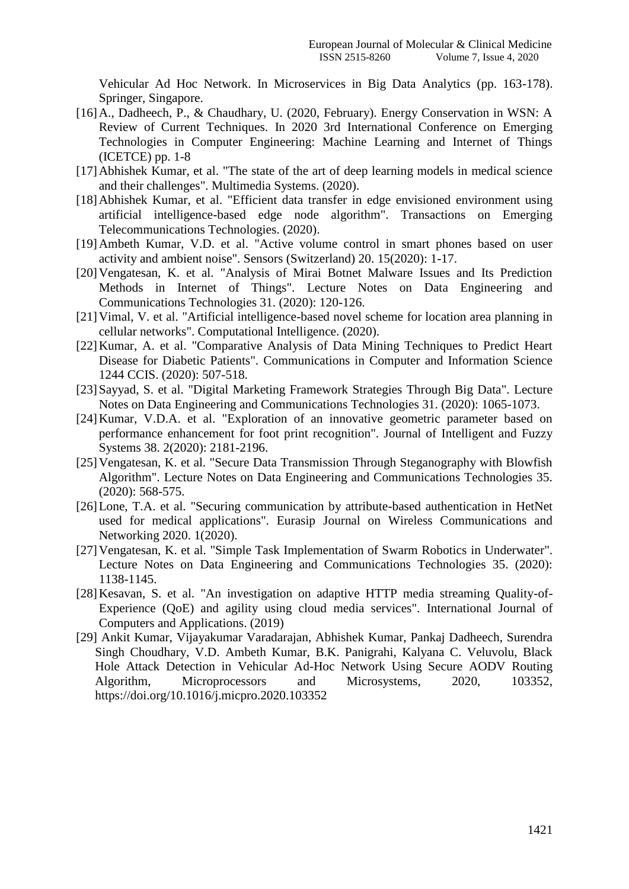Vehicular Ad Hoc Network. In Microservices in Big Data Analytics (pp. 163-178). Springer, Singapore.

[16] A., Dadheech, P., & Chaudhary, U. (2020, February). Energy Conservation in WSN: A Review of Current Techniques. In 2020 3rd International Conference on Emerging Technologies in Computer Engineering: Machine Learning and Internet of Things (ICETCE) pp. 1-8

[17] Abhishek Kumar, et al. "The state of the art of deep learning models in medical science and their challenges". Multimedia Systems. (2020).

[18] Abhishek Kumar, et al. "Efficient data transfer in edge envisioned environment using artificial intelligence-based edge node algorithm". Transactions on Emerging Telecommunications Technologies. (2020).

[19] Ambeth Kumar, V.D. et al. "Active volume control in smart phones based on user activity and ambient noise". Sensors (Switzerland) 20. 15(2020): 1-17.

[20] Vengatesan, K. et al. "Analysis of Mirai Botnet Malware Issues and Its Prediction Methods in Internet of Things". Lecture Notes on Data Engineering and Communications Technologies 31. (2020): 120-126.

[21] Vimal, V. et al. "Artificial intelligence-based novel scheme for location area planning in cellular networks". Computational Intelligence. (2020).

[22] Kumar, A. et al. "Comparative Analysis of Data Mining Techniques to Predict Heart Disease for Diabetic Patients". Communications in Computer and Information Science 1244 CCIS. (2020): 507-518.

[23] Sayyad, S. et al. "Digital Marketing Framework Strategies Through Big Data". Lecture Notes on Data Engineering and Communications Technologies 31. (2020): 1065-1073.

[24] Kumar, V.D.A. et al. "Exploration of an innovative geometric parameter based on performance enhancement for foot print recognition". Journal of Intelligent and Fuzzy Systems 38. 2(2020): 2181-2196.

[25] Vengatesan, K. et al. "Secure Data Transmission Through Steganography with Blowfish Algorithm". Lecture Notes on Data Engineering and Communications Technologies 35. (2020): 568-575.

[26] Lone, T.A. et al. "Securing communication by attribute-based authentication in HetNet used for medical applications". Eurasip Journal on Wireless Communications and Networking 2020. 1(2020).

[27] Vengatesan, K. et al. "Simple Task Implementation of Swarm Robotics in Underwater". Lecture Notes on Data Engineering and Communications Technologies 35. (2020): 1138-1145.

[28] Kesavan, S. et al. "An investigation on adaptive HTTP media streaming Quality-of-Experience (QoE) and agility using cloud media services". International Journal of Computers and Applications. (2019)

[29] Ankit Kumar, Vijayakumar Varadarajan, Abhishek Kumar, Pankaj Dadheech, Surendra Singh Choudhary, V.D. Ambeth Kumar, B.K. Panigrahi, Kalyana C. Veluvolu, Black Hole Attack Detection in Vehicular Ad-Hoc Network Using Secure AODV Routing Algorithm, Microprocessors and Microsystems, 2020, 103352, https://doi.org/10.1016/j.micpro.2020.103352